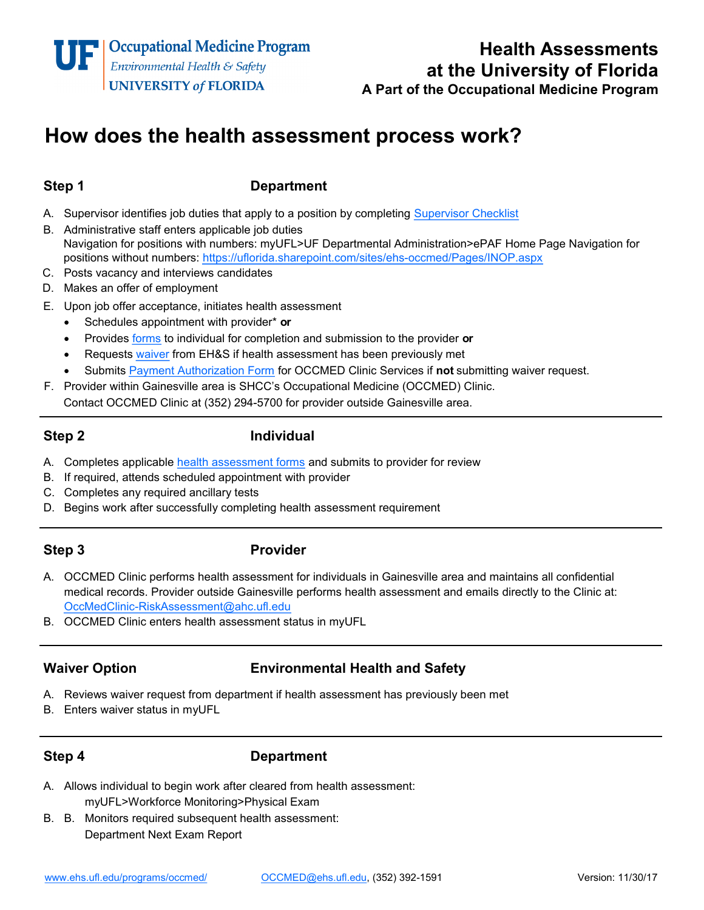**UF** Occupational Medicine Program
*Environmental Health & Safety*
UNIVERSITY *of* FLORIDA

**Health Assessments at the University of Florida**
**A Part of the Occupational Medicine Program**

# How does the health assessment process work?

## Step 1 — Department

A. Supervisor identifies job duties that apply to a position by completing [Supervisor Checklist](Supervisor Checklist)
B. Administrative staff enters applicable job duties
   Navigation for positions with numbers: myUFL>UF Departmental Administration>ePAF Home Page Navigation for positions without numbers: [https://uflorida.sharepoint.com/sites/ehs-occmed/Pages/INOP.aspx](https://uflorida.sharepoint.com/sites/ehs-occmed/Pages/INOP.aspx)
C. Posts vacancy and interviews candidates
D. Makes an offer of employment
E. Upon job offer acceptance, initiates health assessment
   - Schedules appointment with provider* **or**
   - Provides forms to individual for completion and submission to the provider **or**
   - Requests waiver from EH&S if health assessment has been previously met
   - Submits Payment Authorization Form for OCCMED Clinic Services if **not** submitting waiver request.

F. Provider within Gainesville area is SHCC's Occupational Medicine (OCCMED) Clinic.
   Contact OCCMED Clinic at (352) 294-5700 for provider outside Gainesville area.

---

## Step 2 — Individual

A. Completes applicable health assessment forms and submits to provider for review
B. If required, attends scheduled appointment with provider
C. Completes any required ancillary tests
D. Begins work after successfully completing health assessment requirement

---

## Step 3 — Provider

A. OCCMED Clinic performs health assessment for individuals in Gainesville area and maintains all confidential medical records. Provider outside Gainesville performs health assessment and emails directly to the Clinic at: OccMedClinic-RiskAssessment@ahc.ufl.edu
B. OCCMED Clinic enters health assessment status in myUFL

---

## Waiver Option — Environmental Health and Safety

A. Reviews waiver request from department if health assessment has previously been met
B. Enters waiver status in myUFL

---

## Step 4 — Department

A. Allows individual to begin work after cleared from health assessment:
   myUFL>Workforce Monitoring>Physical Exam
B. B. Monitors required subsequent health assessment:
   Department Next Exam Report

www.ehs.ufl.edu/programs/occmed/ OCCMED@ehs.ufl.edu, (352) 392-1591 Version: 11/30/17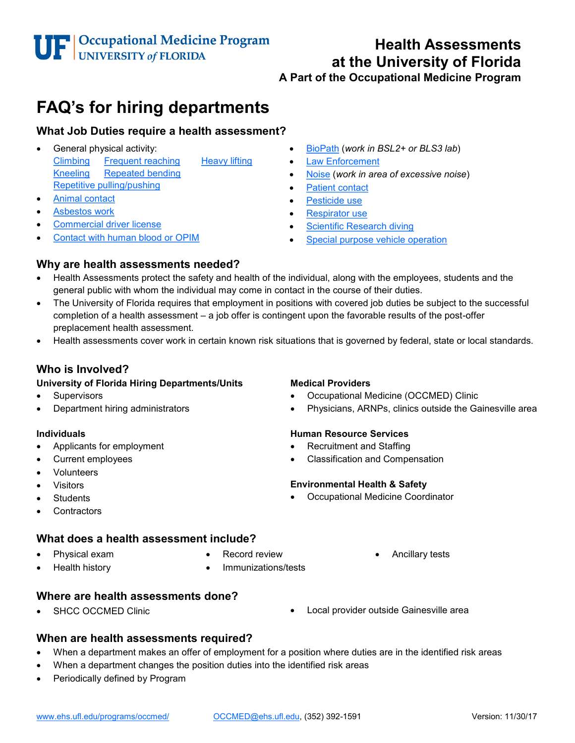# Health Assessments at the University of Florida

### A Part of the Occupational Medicine Program

UF Occupational Medicine Program
UNIVERSITY of FLORIDA

## FAQ's for hiring departments

### What Job Duties require a health assessment?

- General physical activity:
  - Climbing
  - Frequent reaching
  - Heavy lifting
  - Kneeling
  - Repeated bending
  - Repetitive pulling/pushing
- Animal contact
- Asbestos work
- Commercial driver license
- Contact with human blood or OPIM
- BioPath (*work in BSL2+ or BLS3 lab*)
- Law Enforcement
- Noise (*work in area of excessive noise*)
- Patient contact
- Pesticide use
- Respirator use
- Scientific Research diving
- Special purpose vehicle operation

### Why are health assessments needed?

- Health Assessments protect the safety and health of the individual, along with the employees, students and the general public with whom the individual may come in contact in the course of their duties.
- The University of Florida requires that employment in positions with covered job duties be subject to the successful completion of a health assessment – a job offer is contingent upon the favorable results of the post-offer preplacement health assessment.
- Health assessments cover work in certain known risk situations that is governed by federal, state or local standards.

### Who is Involved?

**University of Florida Hiring Departments/Units**

- Supervisors
- Department hiring administrators

**Individuals**

- Applicants for employment
- Current employees
- Volunteers
- Visitors
- Students
- Contractors

**Medical Providers**

- Occupational Medicine (OCCMED) Clinic
- Physicians, ARNPs, clinics outside the Gainesville area

**Human Resource Services**

- Recruitment and Staffing
- Classification and Compensation

**Environmental Health & Safety**

- Occupational Medicine Coordinator

### What does a health assessment include?

- Physical exam
- Health history
- Record review
- Immunizations/tests
- Ancillary tests

### Where are health assessments done?

- SHCC OCCMED Clinic
- Local provider outside Gainesville area

### When are health assessments required?

- When a department makes an offer of employment for a position where duties are in the identified risk areas
- When a department changes the position duties into the identified risk areas
- Periodically defined by Program

www.ehs.ufl.edu/programs/occmed/ OCCMED@ehs.ufl.edu, (352) 392-1591 Version: 11/30/17